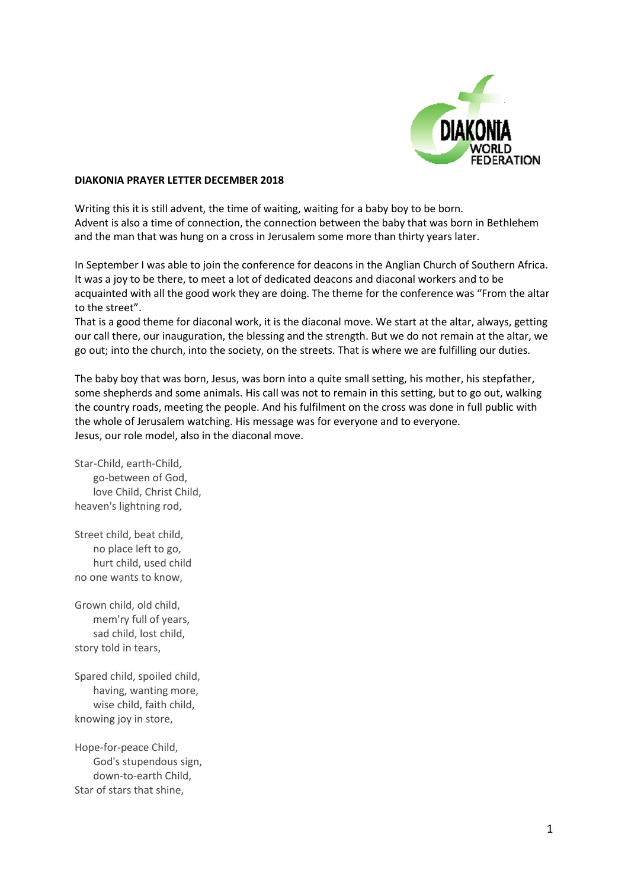DIAKONIA WORLD FEDERATION

**DIAKONIA PRAYER LETTER DECEMBER 2018**

Writing this it is still advent, the time of waiting, waiting for a baby boy to be born.
Advent is also a time of connection, the connection between the baby that was born in Bethlehem and the man that was hung on a cross in Jerusalem some more than thirty years later.

In September I was able to join the conference for deacons in the Anglian Church of Southern Africa. It was a joy to be there, to meet a lot of dedicated deacons and diaconal workers and to be acquainted with all the good work they are doing. The theme for the conference was “From the altar to the street”.
That is a good theme for diaconal work, it is the diaconal move. We start at the altar, always, getting our call there, our inauguration, the blessing and the strength. But we do not remain at the altar, we go out; into the church, into the society, on the streets. That is where we are fulfilling our duties.

The baby boy that was born, Jesus, was born into a quite small setting, his mother, his stepfather, some shepherds and some animals. His call was not to remain in this setting, but to go out, walking the country roads, meeting the people. And his fulfilment on the cross was done in full public with the whole of Jerusalem watching. His message was for everyone and to everyone.
Jesus, our role model, also in the diaconal move.

Star-Child, earth-Child,
go-between of God,
love Child, Christ Child,
heaven's lightning rod,

Street child, beat child,
no place left to go,
hurt child, used child
no one wants to know,

Grown child, old child,
mem'ry full of years,
sad child, lost child,
story told in tears,

Spared child, spoiled child,
having, wanting more,
wise child, faith child,
knowing joy in store,

Hope-for-peace Child,
God's stupendous sign,
down-to-earth Child,
Star of stars that shine,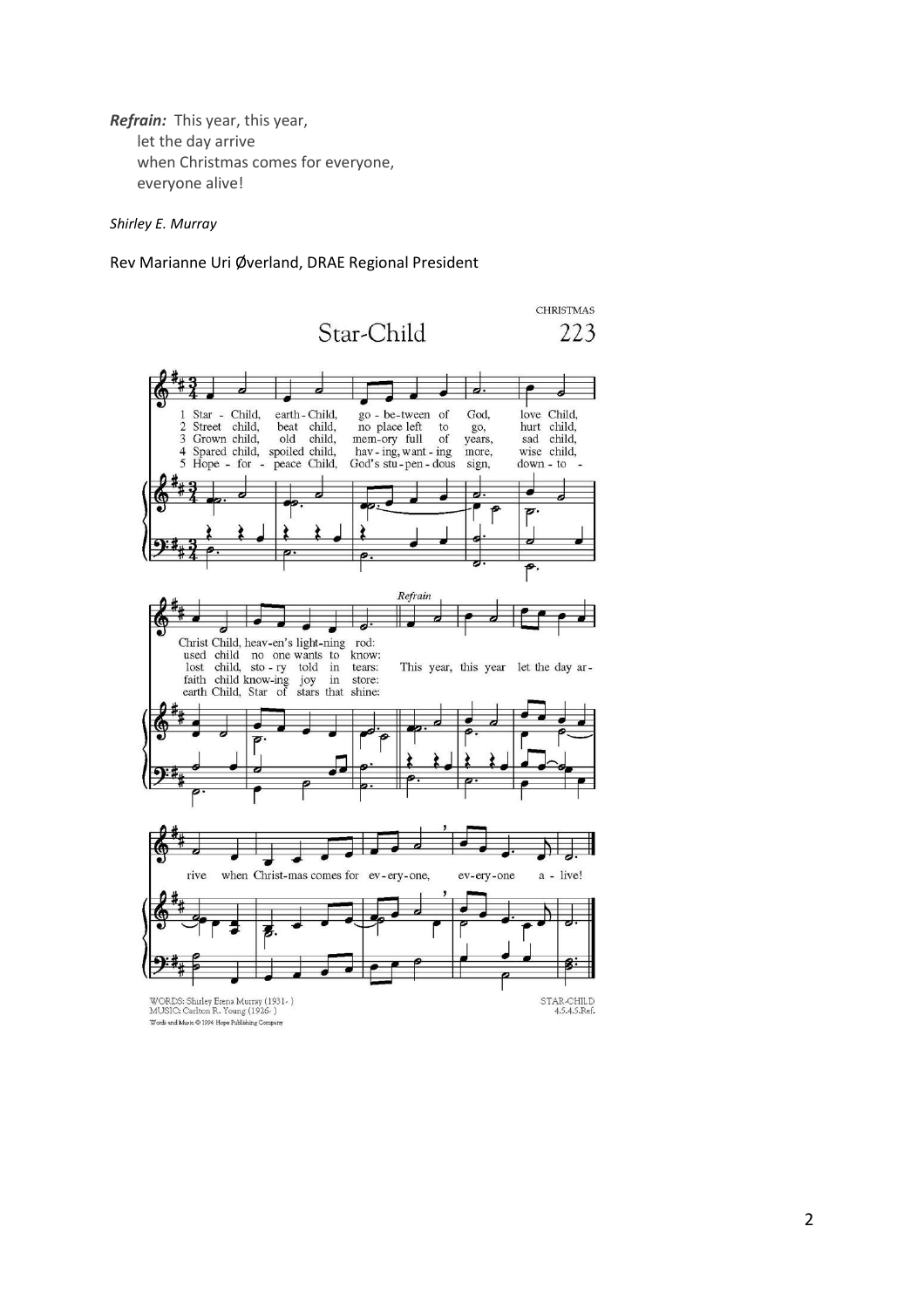***Refrain:*** This year, this year,
let the day arrive
when Christmas comes for everyone,
everyone alive!

*Shirley E. Murray*

Rev Marianne Uri Øverland, DRAE Regional President

CHRISTMAS

# Star-Child

223

1 Star - Child, earth - Child, go - be - tween of God, love Child, Christ Child, heav-en's light-ning rod:
2 Street child, beat child, no place left to go, hurt child, used child no one wants to know:
3 Grown child, old child, mem - ory full of years, sad child, lost child, sto - ry told in tears:
4 Spared child, spoiled child, hav - ing, want - ing more, wise child, faith child know-ing joy in store:
5 Hope - for - peace Child, God's stu - pen - dous sign, down - to - earth Child, Star of stars that shine:

*Refrain*
This year, this year let the day ar - rive when Christ-mas comes for ev - ery-one, ev - ery-one a - live!

WORDS: Shirley Erena Murray (1931- )
MUSIC: Carlton R. Young (1926- )
Words and Music © 1994 Hope Publishing Company

STAR-CHILD
4.5.4.5.Ref.